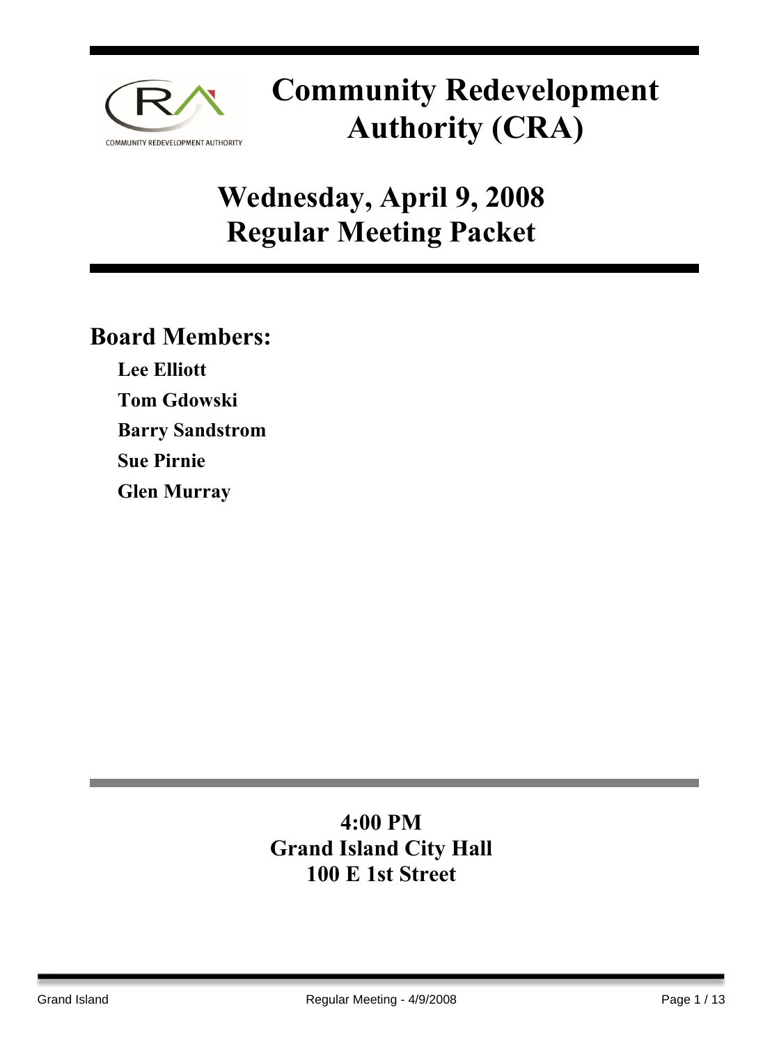# Community Redevelopment Authority (CRA)

## Wednesday, April 9, 2008
## Regular Meeting Packet

### Board Members:

**Lee Elliott**

**Tom Gdowski**

**Barry Sandstrom**

**Sue Pirnie**

**Glen Murray**

**4:00 PM**
**Grand Island City Hall**
**100 E 1st Street**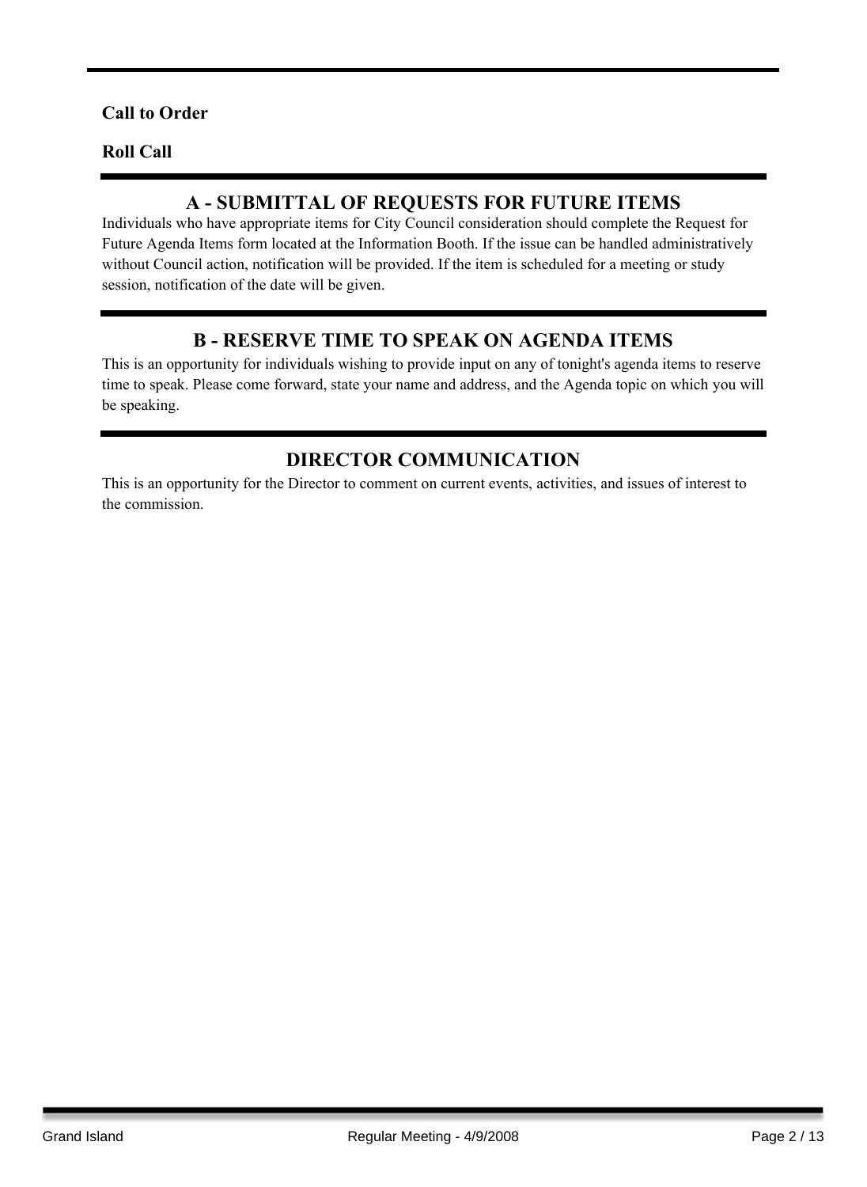**Call to Order**

**Roll Call**

## A - SUBMITTAL OF REQUESTS FOR FUTURE ITEMS

Individuals who have appropriate items for City Council consideration should complete the Request for Future Agenda Items form located at the Information Booth. If the issue can be handled administratively without Council action, notification will be provided. If the item is scheduled for a meeting or study session, notification of the date will be given.

## B - RESERVE TIME TO SPEAK ON AGENDA ITEMS

This is an opportunity for individuals wishing to provide input on any of tonight's agenda items to reserve time to speak. Please come forward, state your name and address, and the Agenda topic on which you will be speaking.

## DIRECTOR COMMUNICATION

This is an opportunity for the Director to comment on current events, activities, and issues of interest to the commission.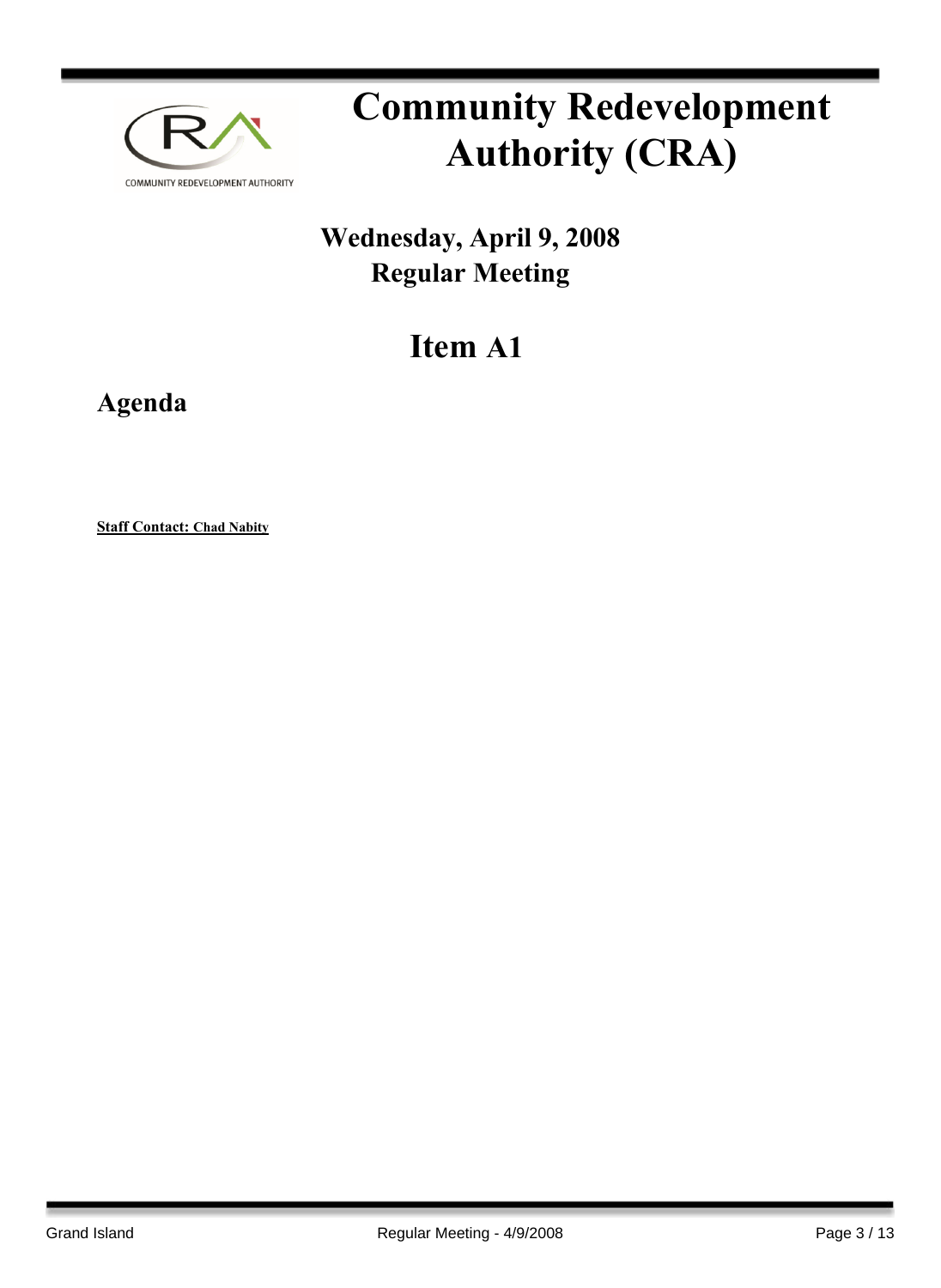# Community Redevelopment Authority (CRA)

## Wednesday, April 9, 2008
## Regular Meeting

# Item A1

## Agenda

**Staff Contact: Chad Nabity**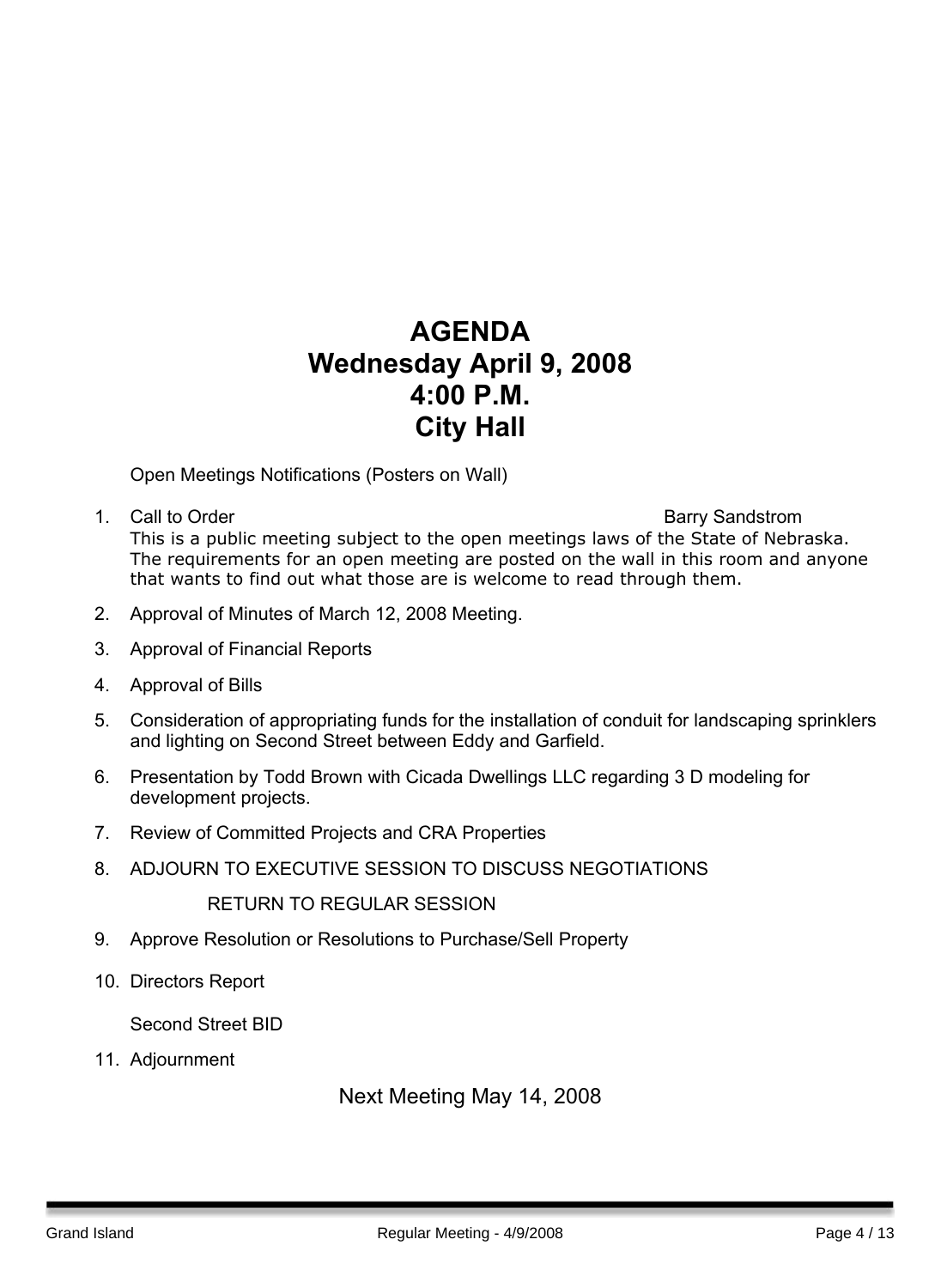# AGENDA
# Wednesday April 9, 2008
# 4:00 P.M.
# City Hall

Open Meetings Notifications (Posters on Wall)

1. Call to Order — Barry Sandstrom

   This is a public meeting subject to the open meetings laws of the State of Nebraska. The requirements for an open meeting are posted on the wall in this room and anyone that wants to find out what those are is welcome to read through them.

2. Approval of Minutes of March 12, 2008 Meeting.

3. Approval of Financial Reports

4. Approval of Bills

5. Consideration of appropriating funds for the installation of conduit for landscaping sprinklers and lighting on Second Street between Eddy and Garfield.

6. Presentation by Todd Brown with Cicada Dwellings LLC regarding 3 D modeling for development projects.

7. Review of Committed Projects and CRA Properties

8. ADJOURN TO EXECUTIVE SESSION TO DISCUSS NEGOTIATIONS

   RETURN TO REGULAR SESSION

9. Approve Resolution or Resolutions to Purchase/Sell Property

10. Directors Report

    Second Street BID

11. Adjournment

Next Meeting May 14, 2008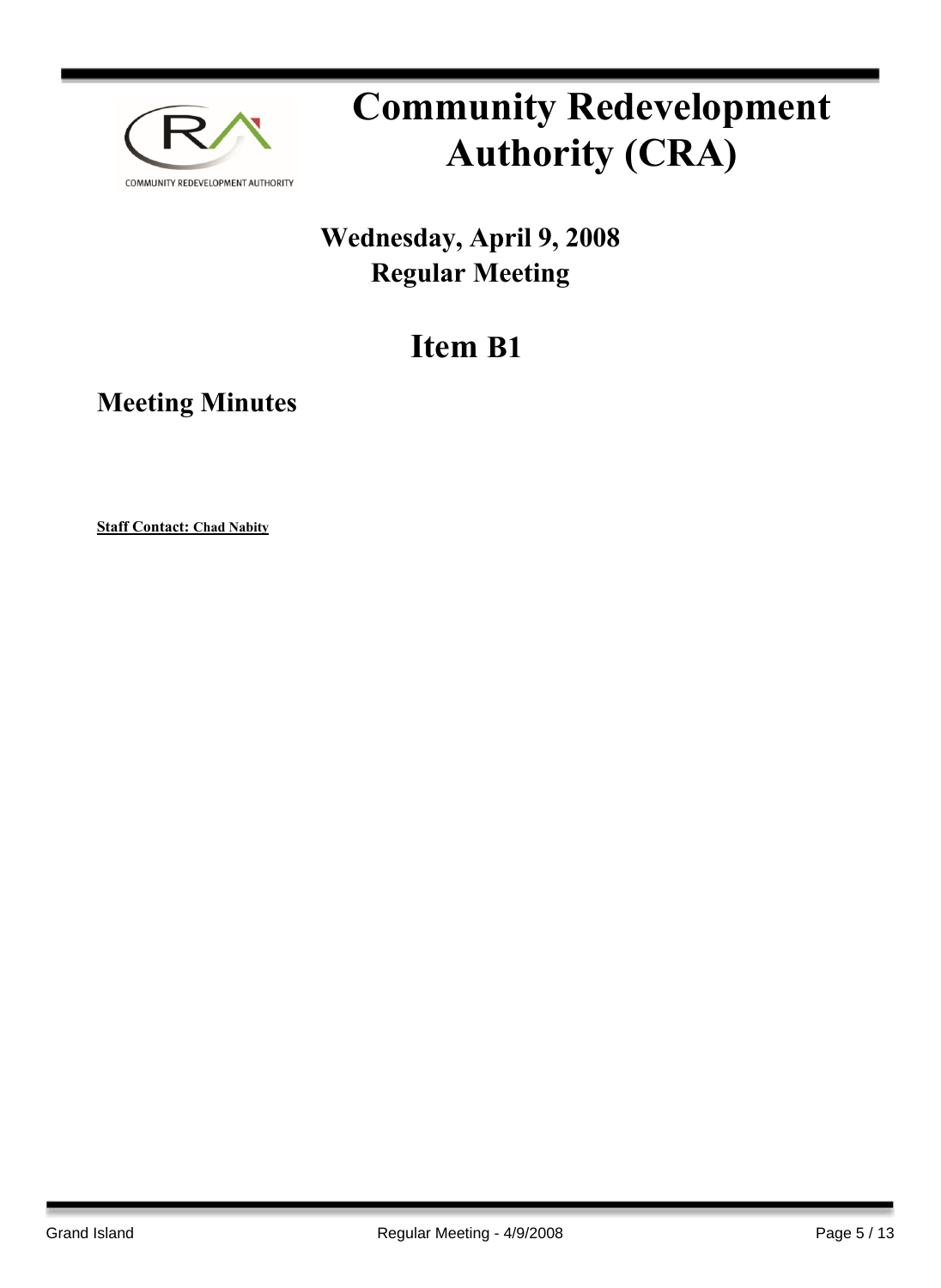# Community Redevelopment Authority (CRA)

## Wednesday, April 9, 2008
## Regular Meeting

# Item B1

## Meeting Minutes

**Staff Contact: Chad Nabity**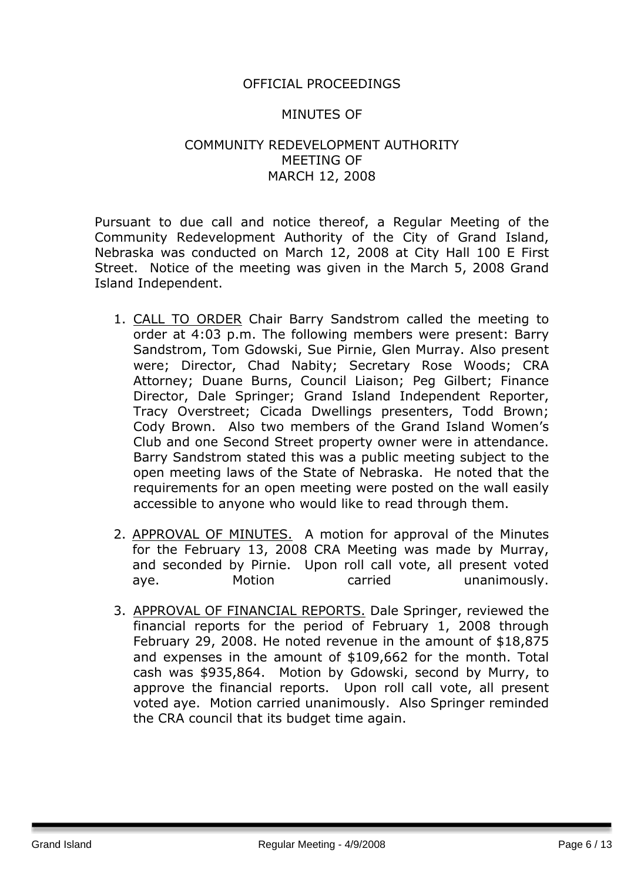OFFICIAL PROCEEDINGS

MINUTES OF

COMMUNITY REDEVELOPMENT AUTHORITY
MEETING OF
MARCH 12, 2008

Pursuant to due call and notice thereof, a Regular Meeting of the Community Redevelopment Authority of the City of Grand Island, Nebraska was conducted on March 12, 2008 at City Hall 100 E First Street. Notice of the meeting was given in the March 5, 2008 Grand Island Independent.

1. CALL TO ORDER Chair Barry Sandstrom called the meeting to order at 4:03 p.m. The following members were present: Barry Sandstrom, Tom Gdowski, Sue Pirnie, Glen Murray. Also present were; Director, Chad Nabity; Secretary Rose Woods; CRA Attorney; Duane Burns, Council Liaison; Peg Gilbert; Finance Director, Dale Springer; Grand Island Independent Reporter, Tracy Overstreet; Cicada Dwellings presenters, Todd Brown; Cody Brown. Also two members of the Grand Island Women's Club and one Second Street property owner were in attendance. Barry Sandstrom stated this was a public meeting subject to the open meeting laws of the State of Nebraska. He noted that the requirements for an open meeting were posted on the wall easily accessible to anyone who would like to read through them.

2. APPROVAL OF MINUTES. A motion for approval of the Minutes for the February 13, 2008 CRA Meeting was made by Murray, and seconded by Pirnie. Upon roll call vote, all present voted aye. Motion carried unanimously.

3. APPROVAL OF FINANCIAL REPORTS. Dale Springer, reviewed the financial reports for the period of February 1, 2008 through February 29, 2008. He noted revenue in the amount of $18,875 and expenses in the amount of $109,662 for the month. Total cash was $935,864. Motion by Gdowski, second by Murry, to approve the financial reports. Upon roll call vote, all present voted aye. Motion carried unanimously. Also Springer reminded the CRA council that its budget time again.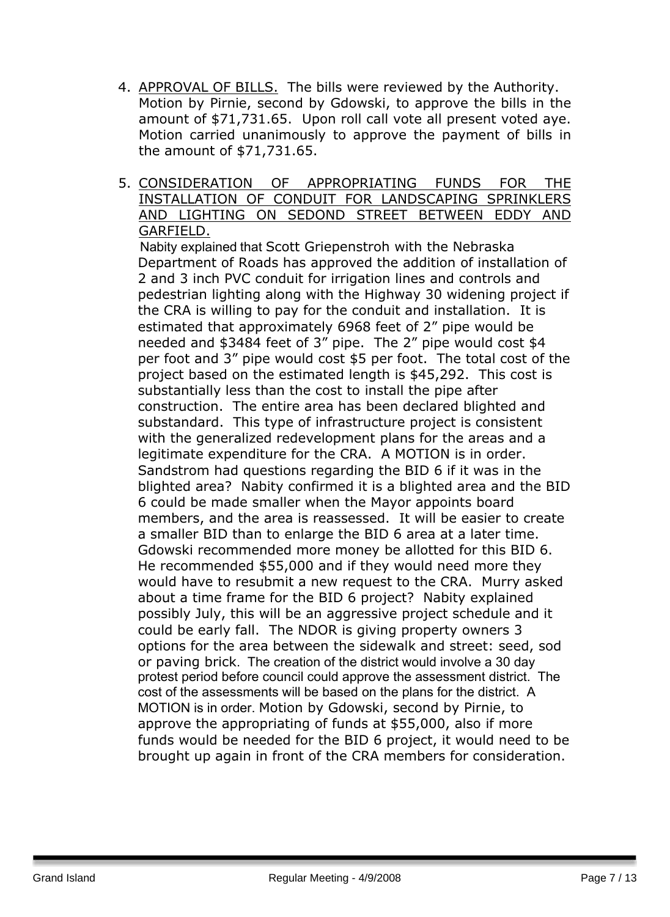4. APPROVAL OF BILLS. The bills were reviewed by the Authority. Motion by Pirnie, second by Gdowski, to approve the bills in the amount of $71,731.65. Upon roll call vote all present voted aye. Motion carried unanimously to approve the payment of bills in the amount of $71,731.65.

5. CONSIDERATION OF APPROPRIATING FUNDS FOR THE INSTALLATION OF CONDUIT FOR LANDSCAPING SPRINKLERS AND LIGHTING ON SEDOND STREET BETWEEN EDDY AND GARFIELD.

   Nabity explained that Scott Griepenstroh with the Nebraska Department of Roads has approved the addition of installation of 2 and 3 inch PVC conduit for irrigation lines and controls and pedestrian lighting along with the Highway 30 widening project if the CRA is willing to pay for the conduit and installation. It is estimated that approximately 6968 feet of 2" pipe would be needed and $3484 feet of 3" pipe. The 2" pipe would cost $4 per foot and 3" pipe would cost $5 per foot. The total cost of the project based on the estimated length is $45,292. This cost is substantially less than the cost to install the pipe after construction. The entire area has been declared blighted and substandard. This type of infrastructure project is consistent with the generalized redevelopment plans for the areas and a legitimate expenditure for the CRA. A MOTION is in order. Sandstrom had questions regarding the BID 6 if it was in the blighted area? Nabity confirmed it is a blighted area and the BID 6 could be made smaller when the Mayor appoints board members, and the area is reassessed. It will be easier to create a smaller BID than to enlarge the BID 6 area at a later time. Gdowski recommended more money be allotted for this BID 6. He recommended $55,000 and if they would need more they would have to resubmit a new request to the CRA. Murry asked about a time frame for the BID 6 project? Nabity explained possibly July, this will be an aggressive project schedule and it could be early fall. The NDOR is giving property owners 3 options for the area between the sidewalk and street: seed, sod or paving brick. The creation of the district would involve a 30 day protest period before council could approve the assessment district. The cost of the assessments will be based on the plans for the district. A MOTION is in order. Motion by Gdowski, second by Pirnie, to approve the appropriating of funds at $55,000, also if more funds would be needed for the BID 6 project, it would need to be brought up again in front of the CRA members for consideration.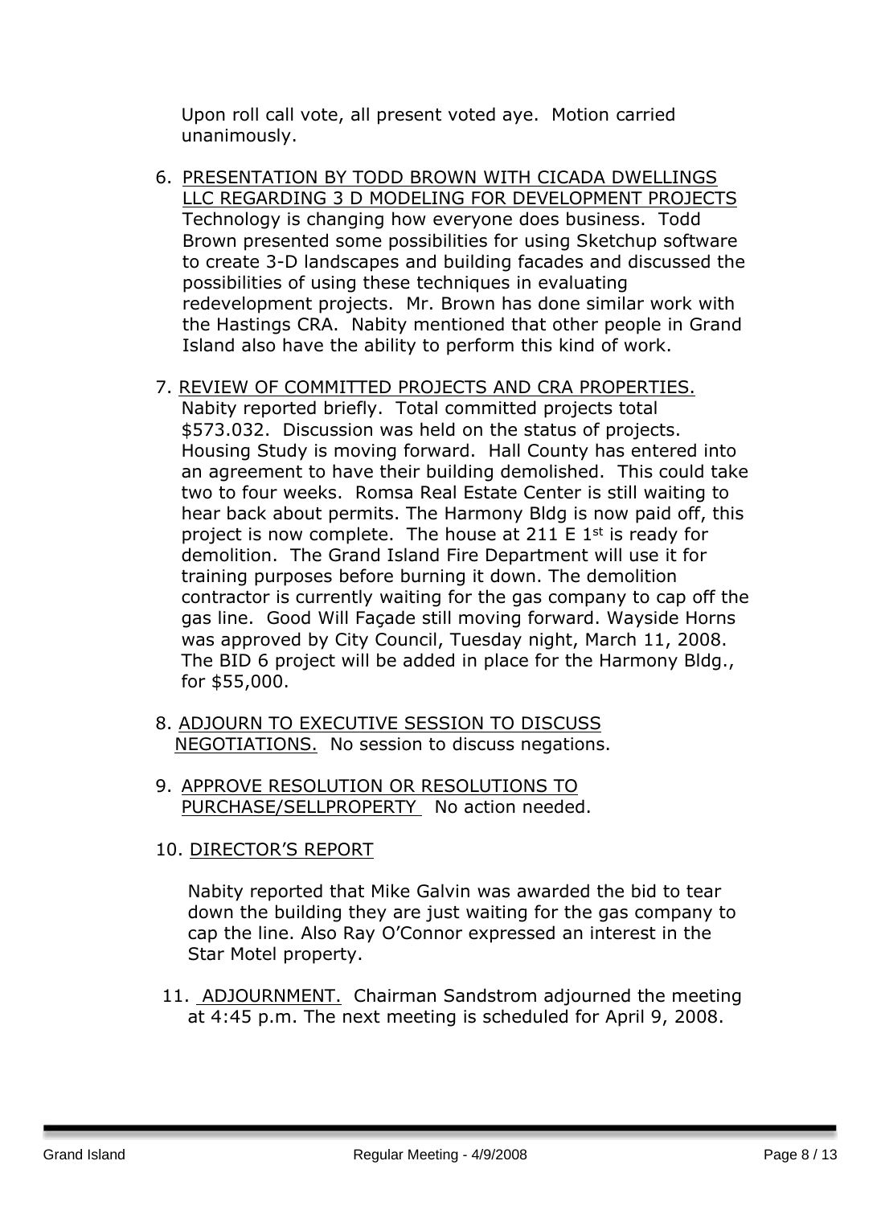Upon roll call vote, all present voted aye. Motion carried unanimously.

6. PRESENTATION BY TODD BROWN WITH CICADA DWELLINGS LLC REGARDING 3 D MODELING FOR DEVELOPMENT PROJECTS Technology is changing how everyone does business. Todd Brown presented some possibilities for using Sketchup software to create 3-D landscapes and building facades and discussed the possibilities of using these techniques in evaluating redevelopment projects. Mr. Brown has done similar work with the Hastings CRA. Nabity mentioned that other people in Grand Island also have the ability to perform this kind of work.

7. REVIEW OF COMMITTED PROJECTS AND CRA PROPERTIES. Nabity reported briefly. Total committed projects total \$573.032. Discussion was held on the status of projects. Housing Study is moving forward. Hall County has entered into an agreement to have their building demolished. This could take two to four weeks. Romsa Real Estate Center is still waiting to hear back about permits. The Harmony Bldg is now paid off, this project is now complete. The house at 211 E 1st is ready for demolition. The Grand Island Fire Department will use it for training purposes before burning it down. The demolition contractor is currently waiting for the gas company to cap off the gas line. Good Will Façade still moving forward. Wayside Horns was approved by City Council, Tuesday night, March 11, 2008. The BID 6 project will be added in place for the Harmony Bldg., for \$55,000.

8. ADJOURN TO EXECUTIVE SESSION TO DISCUSS NEGOTIATIONS. No session to discuss negations.

9. APPROVE RESOLUTION OR RESOLUTIONS TO PURCHASE/SELLPROPERTY No action needed.

10. DIRECTOR'S REPORT

Nabity reported that Mike Galvin was awarded the bid to tear down the building they are just waiting for the gas company to cap the line. Also Ray O'Connor expressed an interest in the Star Motel property.

11. ADJOURNMENT. Chairman Sandstrom adjourned the meeting at 4:45 p.m. The next meeting is scheduled for April 9, 2008.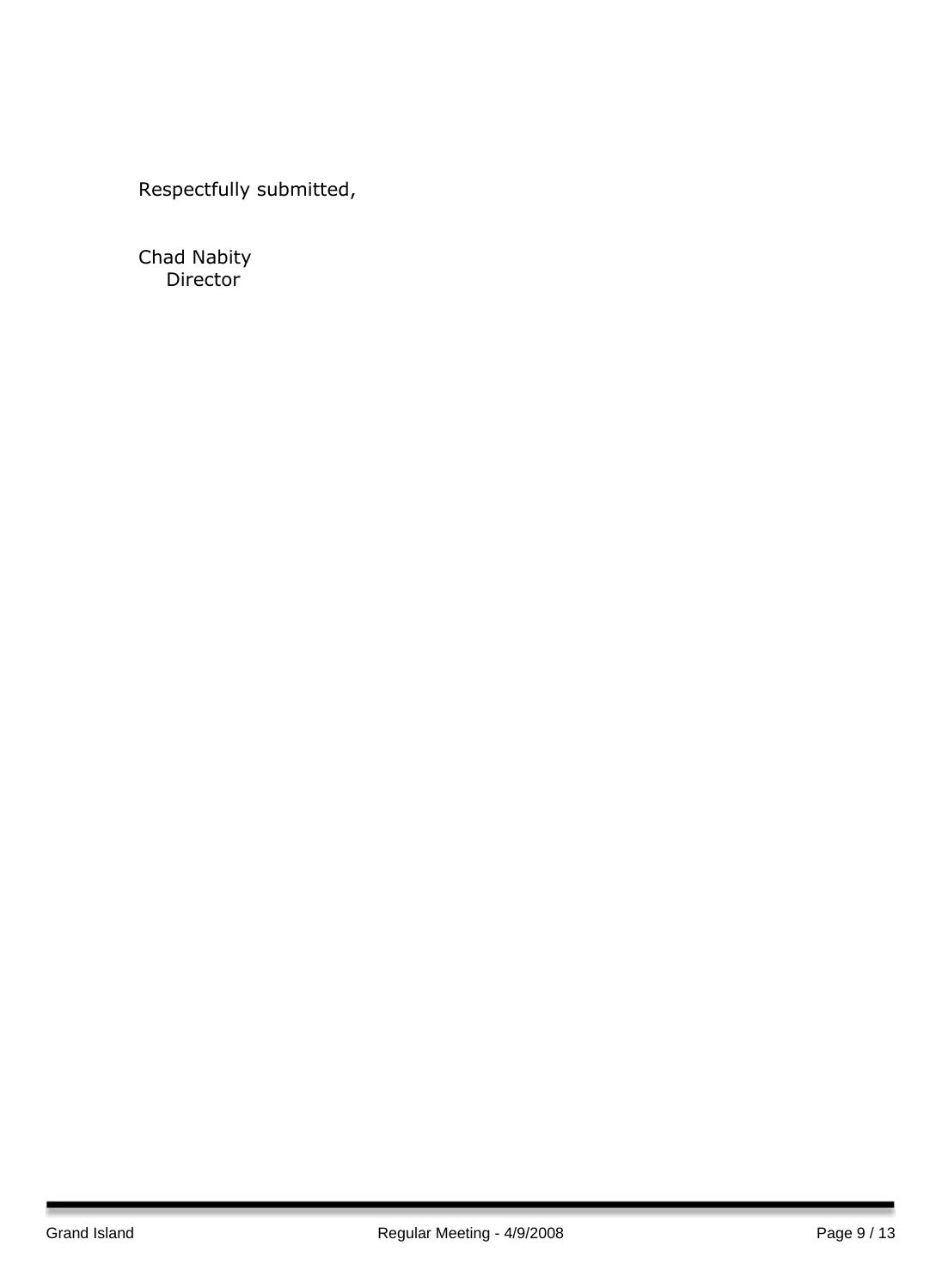Respectfully submitted,

Chad Nabity
Director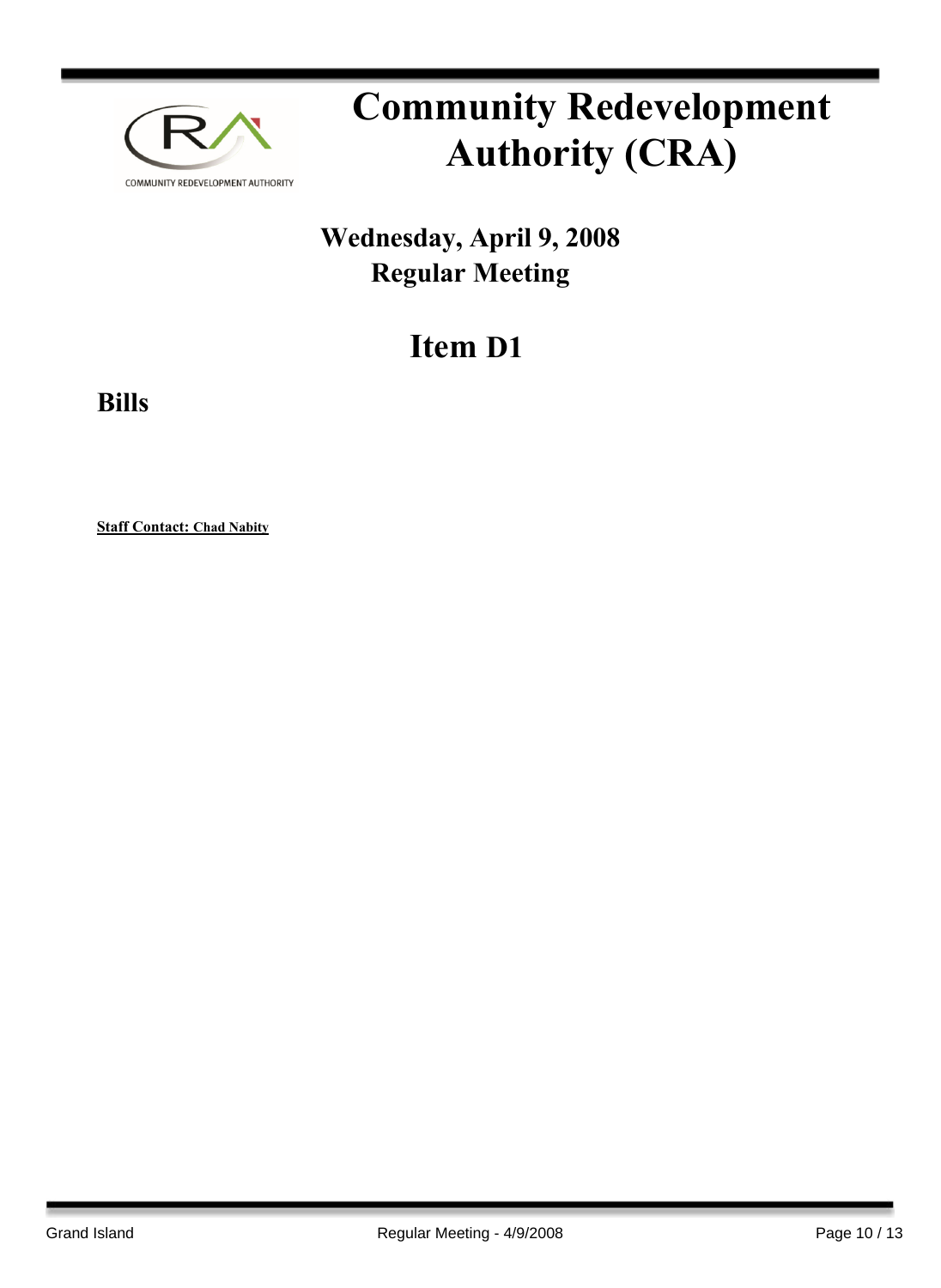# Community Redevelopment Authority (CRA)

## Wednesday, April 9, 2008
## Regular Meeting

# Item D1

## Bills

**Staff Contact: Chad Nabity**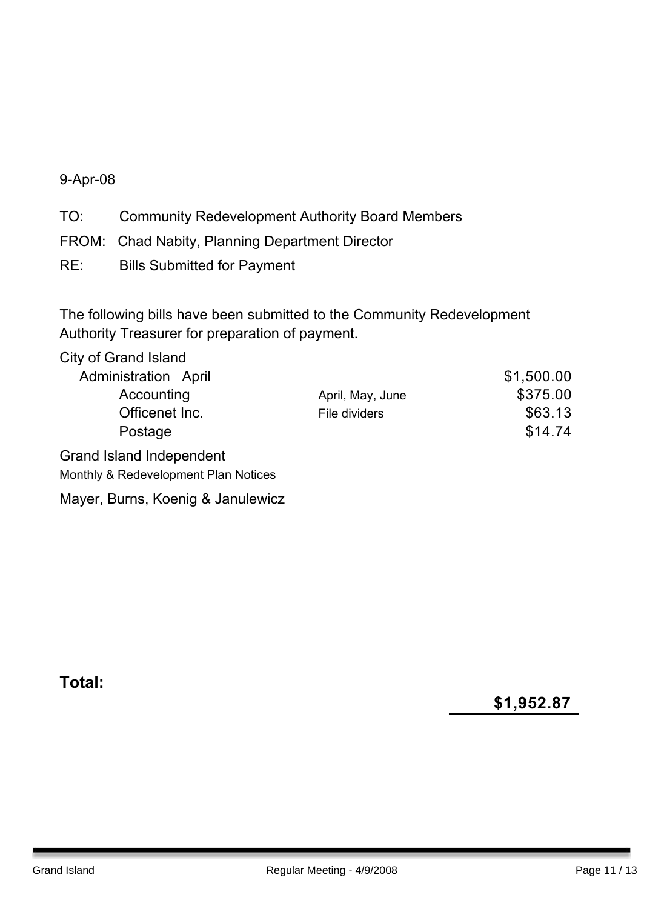9-Apr-08

TO: Community Redevelopment Authority Board Members

FROM: Chad Nabity, Planning Department Director

RE: Bills Submitted for Payment

The following bills have been submitted to the Community Redevelopment Authority Treasurer for preparation of payment.

| | | |
|---|---|---|
| City of Grand Island | | |
| Administration April | | $1,500.00 |
| Accounting | April, May, June | $375.00 |
| Officenet Inc. | File dividers | $63.13 |
| Postage | | $14.74 |
| Grand Island Independent | | |
| Monthly & Redevelopment Plan Notices | | |
| Mayer, Burns, Koenig & Janulewicz | | |

**Total:** **$1,952.87**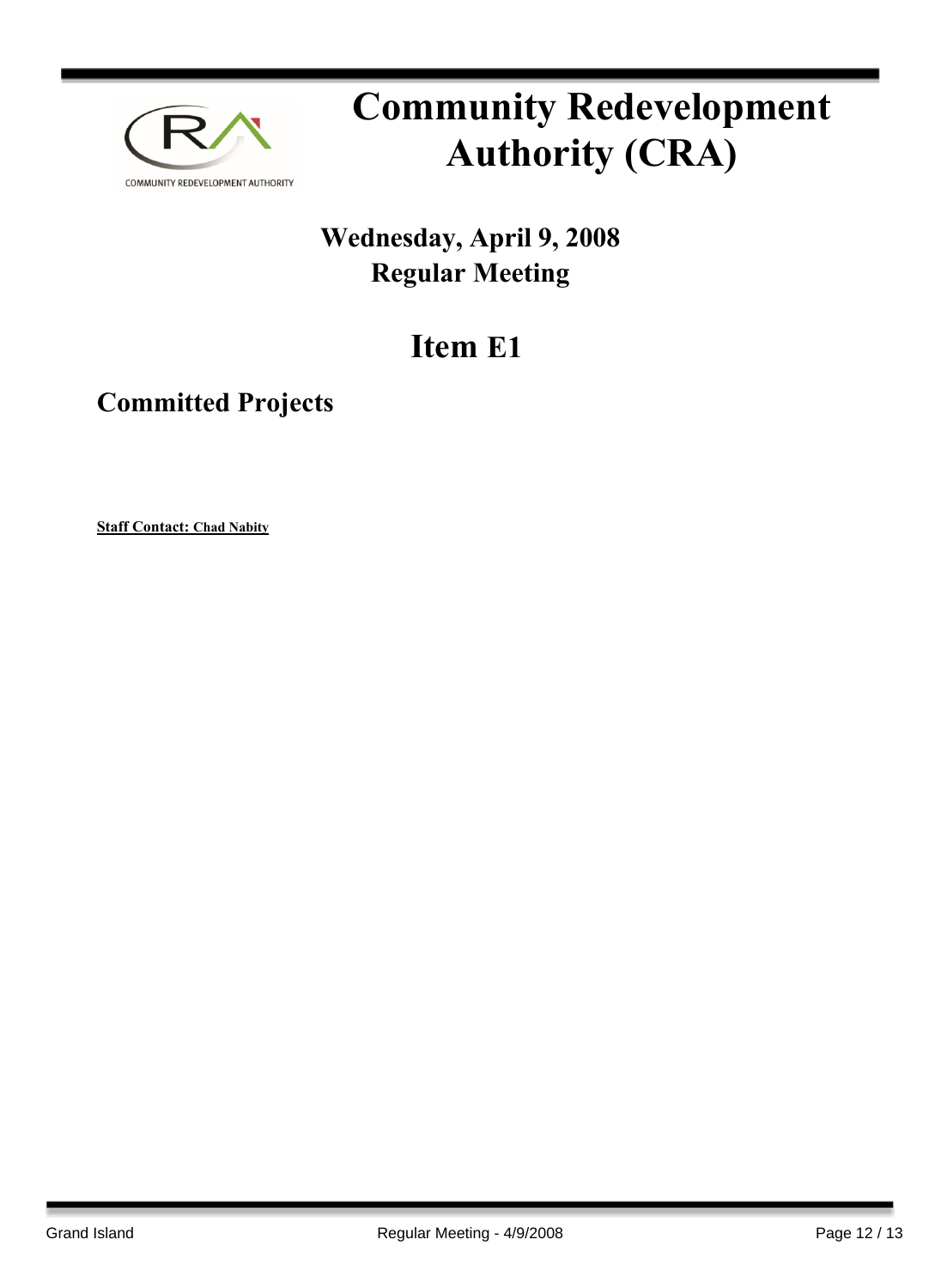# Community Redevelopment Authority (CRA)

## Wednesday, April 9, 2008
## Regular Meeting

# Item E1

## Committed Projects

**Staff Contact: Chad Nabity**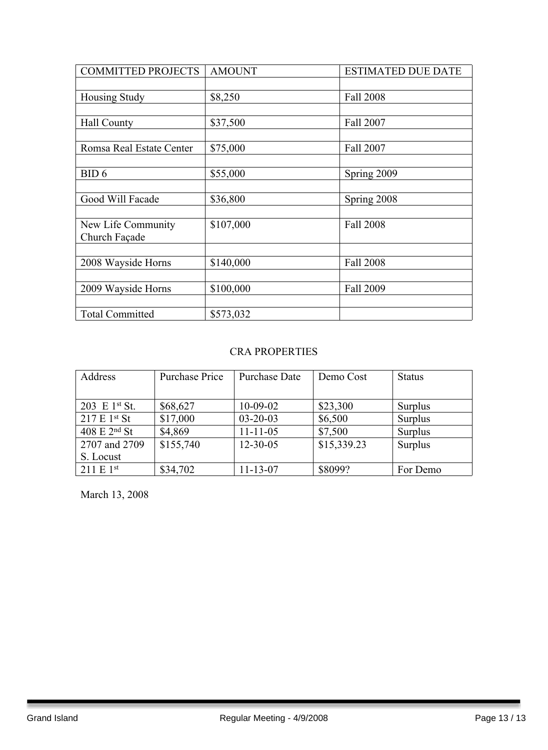| COMMITTED PROJECTS | AMOUNT | ESTIMATED DUE DATE |
|---|---|---|
| | | |
| Housing Study | $8,250 | Fall 2008 |
| | | |
| Hall County | $37,500 | Fall 2007 |
| | | |
| Romsa Real Estate Center | $75,000 | Fall 2007 |
| | | |
| BID 6 | $55,000 | Spring 2009 |
| | | |
| Good Will Facade | $36,800 | Spring 2008 |
| | | |
| New Life Community Church Façade | $107,000 | Fall 2008 |
| | | |
| 2008 Wayside Horns | $140,000 | Fall 2008 |
| | | |
| 2009 Wayside Horns | $100,000 | Fall 2009 |
| | | |
| Total Committed | $573,032 | |

CRA PROPERTIES

| Address | Purchase Price | Purchase Date | Demo Cost | Status |
|---|---|---|---|---|
| 203 E 1st St. | $68,627 | 10-09-02 | $23,300 | Surplus |
| 217 E 1st St | $17,000 | 03-20-03 | $6,500 | Surplus |
| 408 E 2nd St | $4,869 | 11-11-05 | $7,500 | Surplus |
| 2707 and 2709 S. Locust | $155,740 | 12-30-05 | $15,339.23 | Surplus |
| 211 E 1st | $34,702 | 11-13-07 | $8099? | For Demo |

March 13, 2008